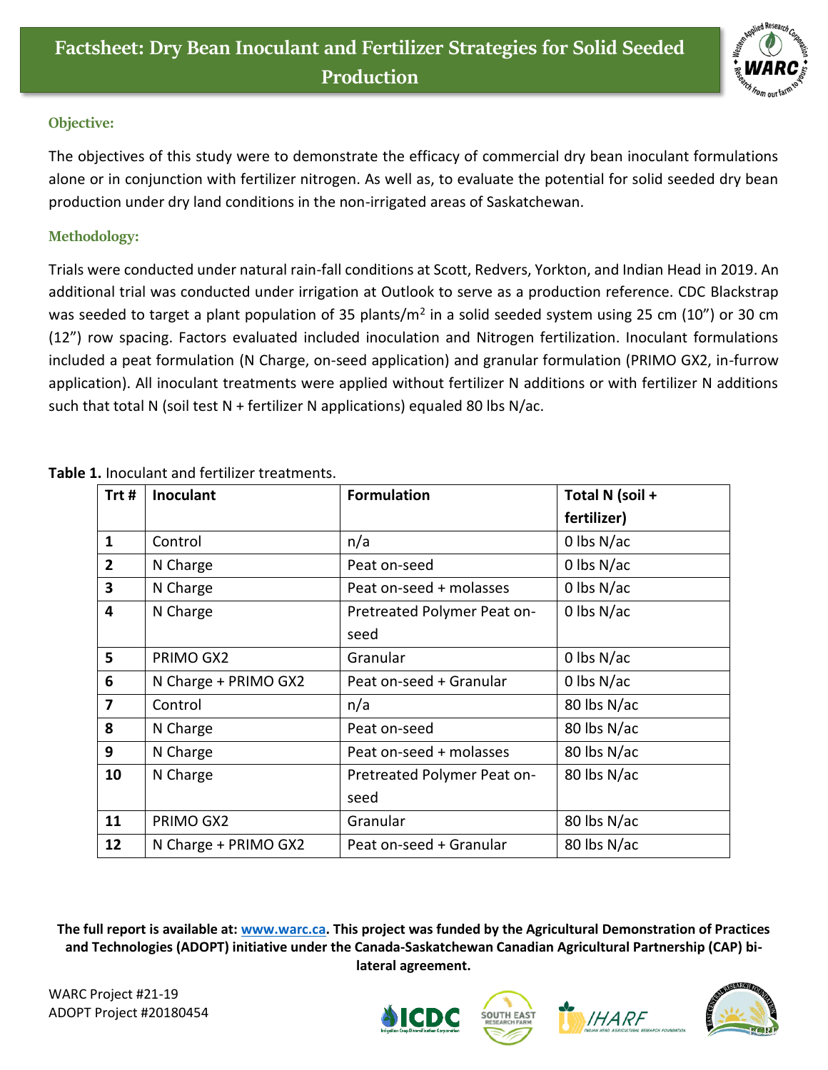# Factsheet: Dry Bean Inoculant and Fertilizer Strategies for Solid Seeded Production

## Objective:

The objectives of this study were to demonstrate the efficacy of commercial dry bean inoculant formulations alone or in conjunction with fertilizer nitrogen. As well as, to evaluate the potential for solid seeded dry bean production under dry land conditions in the non-irrigated areas of Saskatchewan.

## Methodology:

Trials were conducted under natural rain-fall conditions at Scott, Redvers, Yorkton, and Indian Head in 2019. An additional trial was conducted under irrigation at Outlook to serve as a production reference. CDC Blackstrap was seeded to target a plant population of 35 plants/$m^2$ in a solid seeded system using 25 cm (10") or 30 cm (12") row spacing. Factors evaluated included inoculation and Nitrogen fertilization. Inoculant formulations included a peat formulation (N Charge, on-seed application) and granular formulation (PRIMO GX2, in-furrow application). All inoculant treatments were applied without fertilizer N additions or with fertilizer N additions such that total N (soil test N + fertilizer N applications) equaled 80 lbs N/ac.

**Table 1.** Inoculant and fertilizer treatments.

| Trt # | Inoculant | Formulation | Total N (soil + fertilizer) |
|---|---|---|---|
| **1** | Control | n/a | 0 lbs N/ac |
| **2** | N Charge | Peat on-seed | 0 lbs N/ac |
| **3** | N Charge | Peat on-seed + molasses | 0 lbs N/ac |
| **4** | N Charge | Pretreated Polymer Peat on-seed | 0 lbs N/ac |
| **5** | PRIMO GX2 | Granular | 0 lbs N/ac |
| **6** | N Charge + PRIMO GX2 | Peat on-seed + Granular | 0 lbs N/ac |
| **7** | Control | n/a | 80 lbs N/ac |
| **8** | N Charge | Peat on-seed | 80 lbs N/ac |
| **9** | N Charge | Peat on-seed + molasses | 80 lbs N/ac |
| **10** | N Charge | Pretreated Polymer Peat on-seed | 80 lbs N/ac |
| **11** | PRIMO GX2 | Granular | 80 lbs N/ac |
| **12** | N Charge + PRIMO GX2 | Peat on-seed + Granular | 80 lbs N/ac |

**The full report is available at: www.warc.ca. This project was funded by the Agricultural Demonstration of Practices and Technologies (ADOPT) initiative under the Canada-Saskatchewan Canadian Agricultural Partnership (CAP) bi-lateral agreement.**

WARC Project #21-19
ADOPT Project #20180454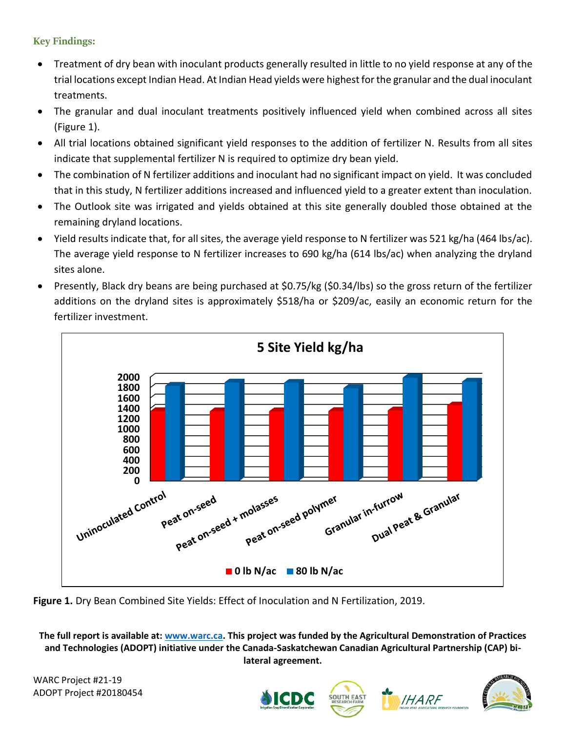### Key Findings:

- Treatment of dry bean with inoculant products generally resulted in little to no yield response at any of the trial locations except Indian Head. At Indian Head yields were highest for the granular and the dual inoculant treatments.
- The granular and dual inoculant treatments positively influenced yield when combined across all sites (Figure 1).
- All trial locations obtained significant yield responses to the addition of fertilizer N. Results from all sites indicate that supplemental fertilizer N is required to optimize dry bean yield.
- The combination of N fertilizer additions and inoculant had no significant impact on yield. It was concluded that in this study, N fertilizer additions increased and influenced yield to a greater extent than inoculation.
- The Outlook site was irrigated and yields obtained at this site generally doubled those obtained at the remaining dryland locations.
- Yield results indicate that, for all sites, the average yield response to N fertilizer was 521 kg/ha (464 lbs/ac). The average yield response to N fertilizer increases to 690 kg/ha (614 lbs/ac) when analyzing the dryland sites alone.
- Presently, Black dry beans are being purchased at $0.75/kg ($0.34/lbs) so the gross return of the fertilizer additions on the dryland sites is approximately $518/ha or $209/ac, easily an economic return for the fertilizer investment.

5 Site Yield kg/ha

2000
1800
1600
1400
1200
1000
800
600
400
200
0

Uninoculated Control
Peat on-seed
Peat on-seed + molasses
Peat on-seed polymer
Granular in-furrow
Dual Peat & Granular

0 lb N/ac
80 lb N/ac

**Figure 1.** Dry Bean Combined Site Yields: Effect of Inoculation and N Fertilization, 2019.

**The full report is available at: [www.warc.ca](http://www.warc.ca). This project was funded by the Agricultural Demonstration of Practices and Technologies (ADOPT) initiative under the Canada-Saskatchewan Canadian Agricultural Partnership (CAP) bi-lateral agreement.**

WARC Project #21-19
ADOPT Project #20180454